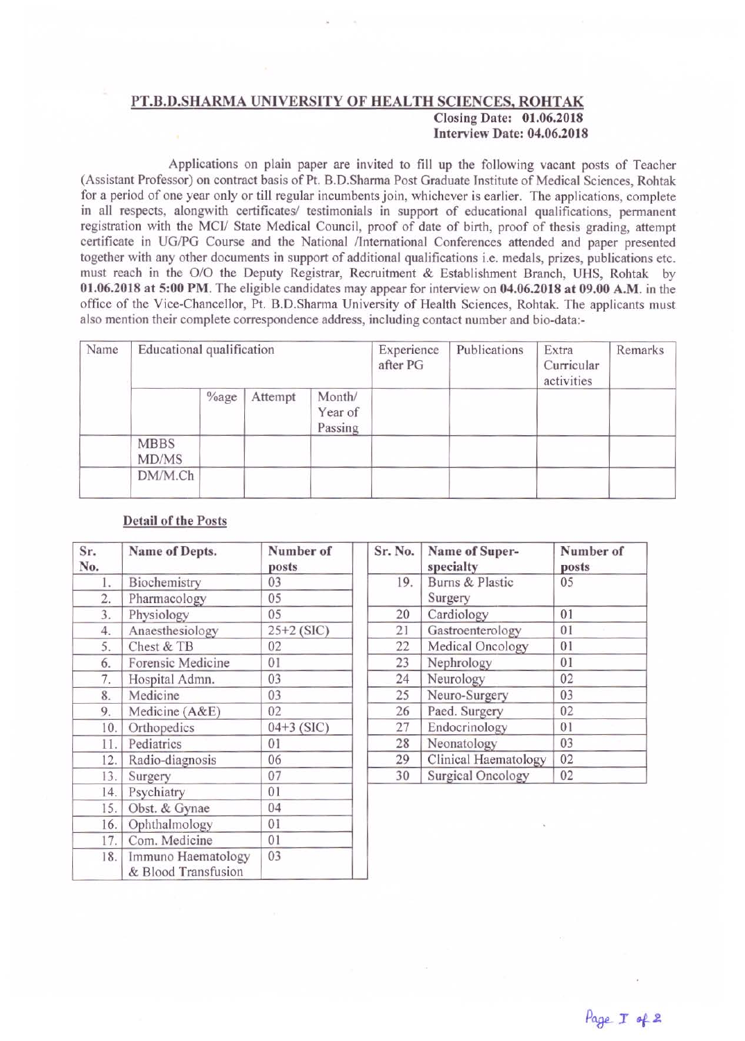## PT.B.D.SHARMA UNIVERSITY OF HEALTH SCIENCES, ROHTAK

**Closing Date: 01.06.2018**
**Interview Date: 04.06.2018**

Applications on plain paper are invited to fill up the following vacant posts of Teacher (Assistant Professor) on contract basis of Pt. B.D.Sharma Post Graduate Institute of Medical Sciences, Rohtak for a period of one year only or till regular incumbents join, whichever is earlier. The applications, complete in all respects, alongwith certificates/ testimonials in support of educational qualifications, permanent registration with the MCI/ State Medical Council, proof of date of birth, proof of thesis grading, attempt certificate in UG/PG Course and the National /International Conferences attended and paper presented together with any other documents in support of additional qualifications i.e. medals, prizes, publications etc. must reach in the O/O the Deputy Registrar, Recruitment & Establishment Branch, UHS, Rohtak by **01.06.2018 at 5:00 PM**. The eligible candidates may appear for interview on **04.06.2018 at 09.00 A.M.** in the office of the Vice-Chancellor, Pt. B.D.Sharma University of Health Sciences, Rohtak. The applicants must also mention their complete correspondence address, including contact number and bio-data:-

| Name | Educational qualification | | | | Experience after PG | Publications | Extra Curricular activities | Remarks |
|---|---|---|---|---|---|---|---|---|
| | | %age | Attempt | Month/ Year of Passing | | | | |
| | MBBS MD/MS | | | | | | | |
| | DM/M.Ch | | | | | | | |

**Detail of the Posts**

| Sr. No. | Name of Depts. | Number of posts |
|---|---|---|
| 1. | Biochemistry | 03 |
| 2. | Pharmacology | 05 |
| 3. | Physiology | 05 |
| 4. | Anaesthesiology | 25+2 (SIC) |
| 5. | Chest & TB | 02 |
| 6. | Forensic Medicine | 01 |
| 7. | Hospital Admn. | 03 |
| 8. | Medicine | 03 |
| 9. | Medicine (A&E) | 02 |
| 10. | Orthopedics | 04+3 (SIC) |
| 11. | Pediatrics | 01 |
| 12. | Radio-diagnosis | 06 |
| 13. | Surgery | 07 |
| 14. | Psychiatry | 01 |
| 15. | Obst. & Gynae | 04 |
| 16. | Ophthalmology | 01 |
| 17. | Com. Medicine | 01 |
| 18. | Immuno Haematology & Blood Transfusion | 03 |

| Sr. No. | Name of Super-specialty | Number of posts |
|---|---|---|
| 19. | Burns & Plastic Surgery | 05 |
| 20 | Cardiology | 01 |
| 21 | Gastroenterology | 01 |
| 22 | Medical Oncology | 01 |
| 23 | Nephrology | 01 |
| 24 | Neurology | 02 |
| 25 | Neuro-Surgery | 03 |
| 26 | Paed. Surgery | 02 |
| 27 | Endocrinology | 01 |
| 28 | Neonatology | 03 |
| 29 | Clinical Haematology | 02 |
| 30 | Surgical Oncology | 02 |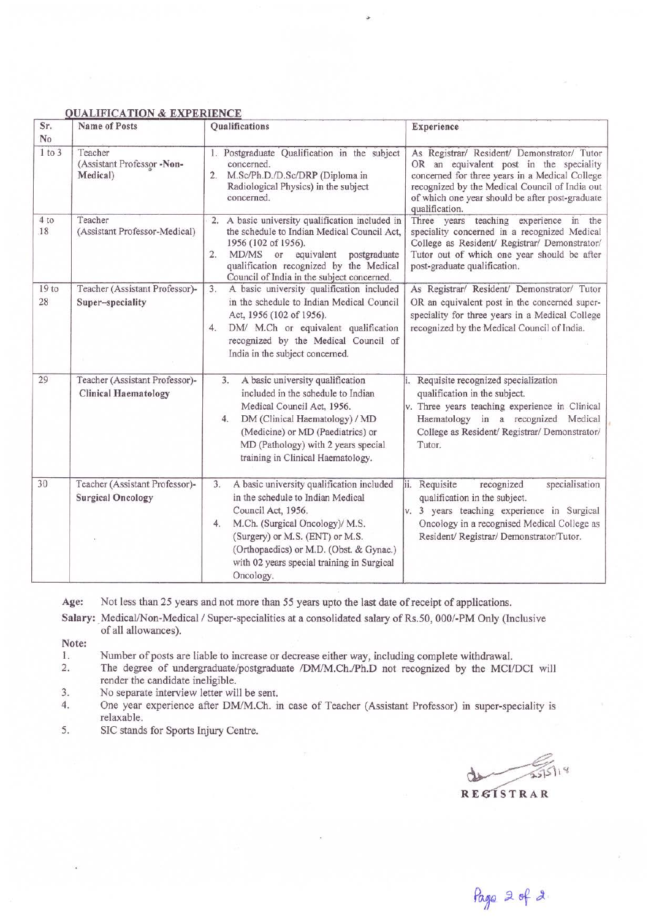**QUALIFICATION & EXPERIENCE**

| Sr. No | Name of Posts | Qualifications | Experience |
|---|---|---|---|
| 1 to 3 | Teacher (Assistant Professor -Non-Medical) | 1. Postgraduate Qualification in the subject concerned.<br>2. M.Sc/Ph.D./D.Sc/DRP (Diploma in Radiological Physics) in the subject concerned. | As Registrar/ Resident/ Demonstrator/ Tutor OR an equivalent post in the speciality concerned for three years in a Medical College recognized by the Medical Council of India out of which one year should be after post-graduate qualification. |
| 4 to 18 | Teacher (Assistant Professor-Medical) | 2. A basic university qualification included in the schedule to Indian Medical Council Act, 1956 (102 of 1956).<br>2. MD/MS or equivalent postgraduate qualification recognized by the Medical Council of India in the subject concerned. | Three years teaching experience in the speciality concerned in a recognized Medical College as Resident/ Registrar/ Demonstrator/ Tutor out of which one year should be after post-graduate qualification. |
| 19 to 28 | Teacher (Assistant Professor)- **Super–speciality** | 3. A basic university qualification included in the schedule to Indian Medical Council Act, 1956 (102 of 1956).<br>4. DM/ M.Ch or equivalent qualification recognized by the Medical Council of India in the subject concerned. | As Registrar/ Resident/ Demonstrator/ Tutor OR an equivalent post in the concerned super-speciality for three years in a Medical College recognized by the Medical Council of India. |
| 29 | Teacher (Assistant Professor)- **Clinical Haematology** | 3. A basic university qualification included in the schedule to Indian Medical Council Act, 1956.<br>4. DM (Clinical Haematology) / MD (Medicine) or MD (Paediatrics) or MD (Pathology) with 2 years special training in Clinical Haematology. | i. Requisite recognized specialization qualification in the subject.<br>v. Three years teaching experience in Clinical Haematology in a recognized Medical College as Resident/ Registrar/ Demonstrator/ Tutor. |
| 30 | Teacher (Assistant Professor)- **Surgical Oncology** | 3. A basic university qualification included in the schedule to Indian Medical Council Act, 1956.<br>4. M.Ch. (Surgical Oncology)/ M.S. (Surgery) or M.S. (ENT) or M.S. (Orthopaedics) or M.D. (Obst. & Gynac.) with 02 years special training in Surgical Oncology. | ii. Requisite recognized specialisation qualification in the subject.<br>v. 3 years teaching experience in Surgical Oncology in a recognised Medical College as Resident/ Registrar/ Demonstrator/Tutor. |

**Age:** Not less than 25 years and not more than 55 years upto the last date of receipt of applications.

**Salary:** Medical/Non-Medical / Super-specialities at a consolidated salary of Rs.50, 000/-PM Only (Inclusive of all allowances).

**Note:**

1. Number of posts are liable to increase or decrease either way, including complete withdrawal.
2. The degree of undergraduate/postgraduate /DM/M.Ch./Ph.D not recognized by the MCI/DCI will render the candidate ineligible.
3. No separate interview letter will be sent.
4. One year experience after DM/M.Ch. in case of Teacher (Assistant Professor) in super-speciality is relaxable.
5. SIC stands for Sports Injury Centre.

25/5/18

**REGISTRAR**